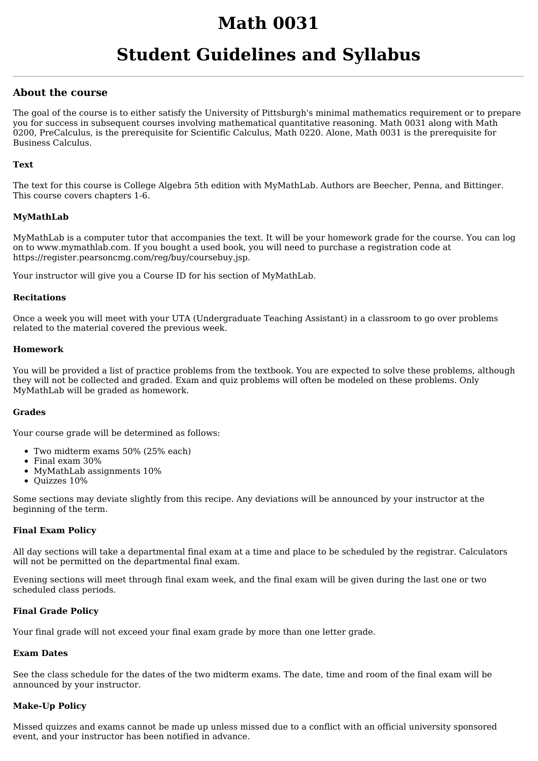# Math 0031

# Student Guidelines and Syllabus

## About the course

The goal of the course is to either satisfy the University of Pittsburgh's minimal mathematics requirement or to prepare you for success in subsequent courses involving mathematical quantitative reasoning. Math 0031 along with Math 0200, PreCalculus, is the prerequisite for Scientific Calculus, Math 0220. Alone, Math 0031 is the prerequisite for Business Calculus.

### Text

The text for this course is College Algebra 5th edition with MyMathLab. Authors are Beecher, Penna, and Bittinger. This course covers chapters 1-6.

### MyMathLab

MyMathLab is a computer tutor that accompanies the text. It will be your homework grade for the course. You can log on to www.mymathlab.com. If you bought a used book, you will need to purchase a registration code at https://register.pearsoncmg.com/reg/buy/coursebuy.jsp.

Your instructor will give you a Course ID for his section of MyMathLab.

### Recitations

Once a week you will meet with your UTA (Undergraduate Teaching Assistant) in a classroom to go over problems related to the material covered the previous week.

### Homework

You will be provided a list of practice problems from the textbook. You are expected to solve these problems, although they will not be collected and graded. Exam and quiz problems will often be modeled on these problems. Only MyMathLab will be graded as homework.

### Grades

Your course grade will be determined as follows:

- Two midterm exams 50% (25% each)
- Final exam 30%
- MyMathLab assignments 10%
- Quizzes 10%

Some sections may deviate slightly from this recipe. Any deviations will be announced by your instructor at the beginning of the term.

### Final Exam Policy

All day sections will take a departmental final exam at a time and place to be scheduled by the registrar. Calculators will not be permitted on the departmental final exam.

Evening sections will meet through final exam week, and the final exam will be given during the last one or two scheduled class periods.

### Final Grade Policy

Your final grade will not exceed your final exam grade by more than one letter grade.

### Exam Dates

See the class schedule for the dates of the two midterm exams. The date, time and room of the final exam will be announced by your instructor.

### Make-Up Policy

Missed quizzes and exams cannot be made up unless missed due to a conflict with an official university sponsored event, and your instructor has been notified in advance.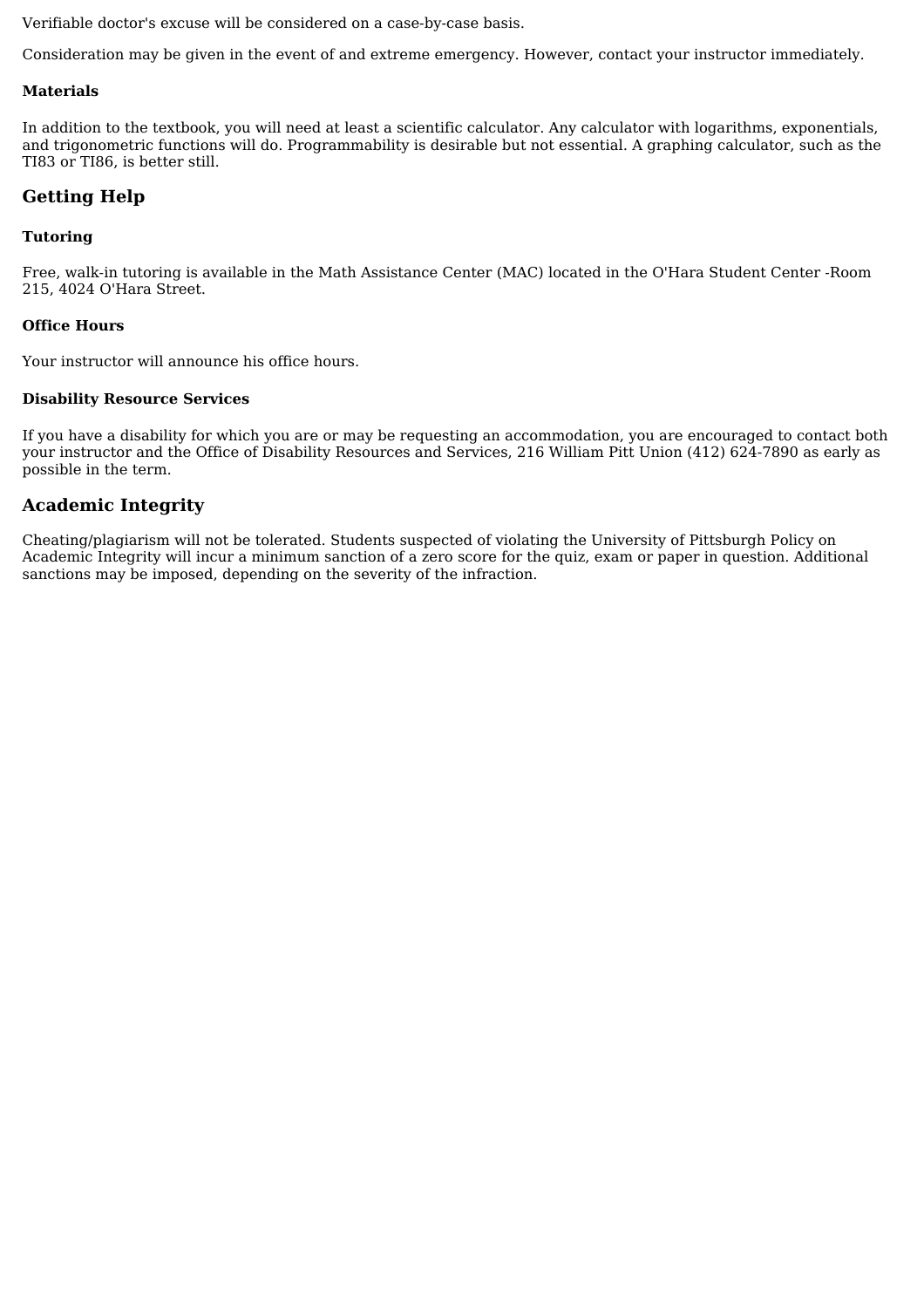Verifiable doctor's excuse will be considered on a case-by-case basis.

Consideration may be given in the event of and extreme emergency. However, contact your instructor immediately.

### Materials

In addition to the textbook, you will need at least a scientific calculator. Any calculator with logarithms, exponentials, and trigonometric functions will do. Programmability is desirable but not essential. A graphing calculator, such as the TI83 or TI86, is better still.

## Getting Help

### Tutoring

Free, walk-in tutoring is available in the Math Assistance Center (MAC) located in the O'Hara Student Center -Room 215, 4024 O'Hara Street.

### Office Hours

Your instructor will announce his office hours.

### Disability Resource Services

If you have a disability for which you are or may be requesting an accommodation, you are encouraged to contact both your instructor and the Office of Disability Resources and Services, 216 William Pitt Union (412) 624-7890 as early as possible in the term.

## Academic Integrity

Cheating/plagiarism will not be tolerated. Students suspected of violating the University of Pittsburgh Policy on Academic Integrity will incur a minimum sanction of a zero score for the quiz, exam or paper in question. Additional sanctions may be imposed, depending on the severity of the infraction.